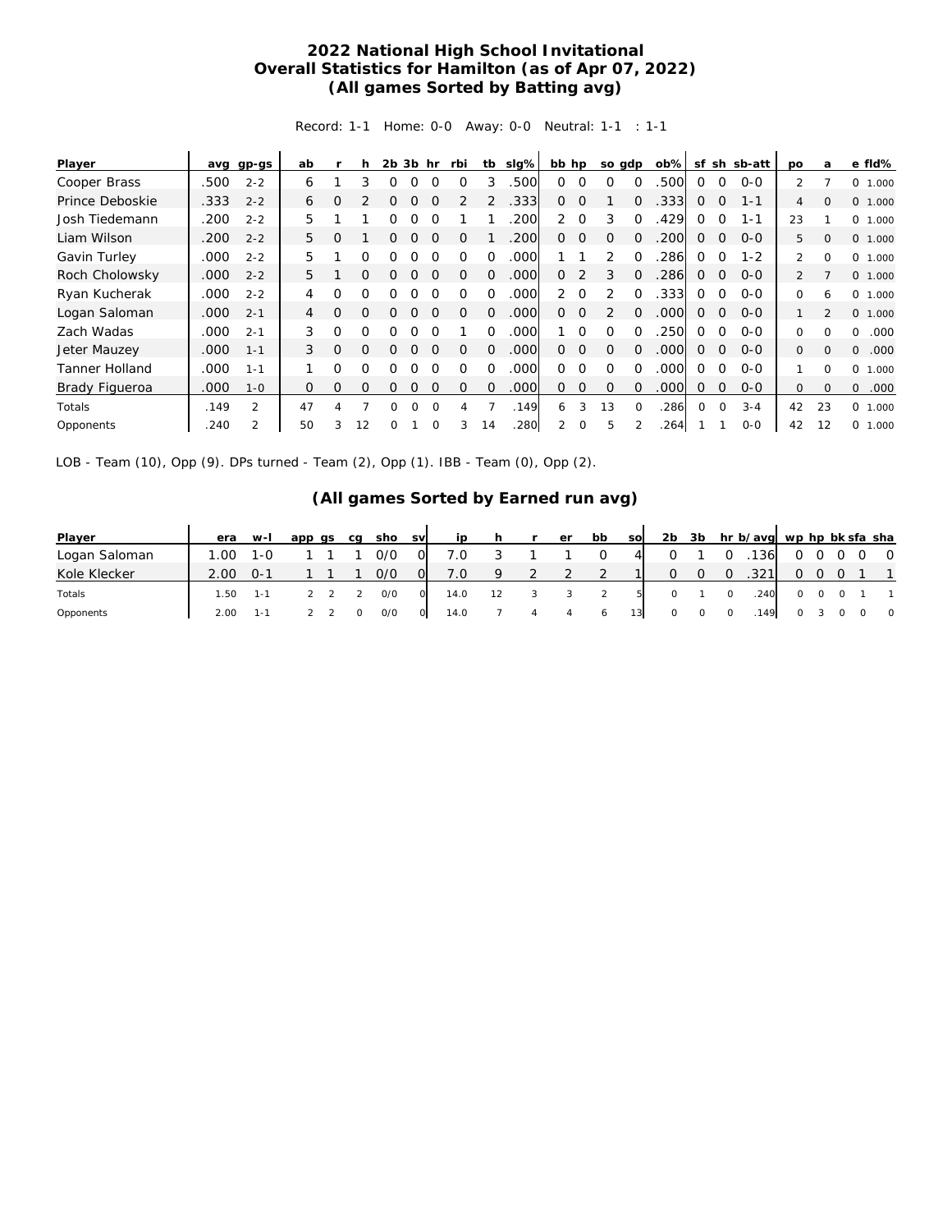# 2022 National High School Invitational
## Overall Statistics for Hamilton (as of Apr 07, 2022)
## (All games Sorted by Batting avg)

Record: 1-1 Home: 0-0 Away: 0-0 Neutral: 1-1 : 1-1

| Player | avg | gp-gs | ab | r | h | 2b | 3b | hr | rbi | tb | slg% | bb | hp | so | gdp | ob% | sf | sh | sb-att | po | a | e | fld% |
|---|---|---|---|---|---|---|---|---|---|---|---|---|---|---|---|---|---|---|---|---|---|---|---|
| Cooper Brass | .500 | 2-2 | 6 | 1 | 3 | 0 | 0 | 0 | 0 | 3 | .500 | 0 | 0 | 0 | 0 | .500 | 0 | 0 | 0-0 | 2 | 7 | 0 | 1.000 |
| Prince Deboskie | .333 | 2-2 | 6 | 0 | 2 | 0 | 0 | 0 | 2 | 2 | .333 | 0 | 0 | 1 | 0 | .333 | 0 | 0 | 1-1 | 4 | 0 | 0 | 1.000 |
| Josh Tiedemann | .200 | 2-2 | 5 | 1 | 1 | 0 | 0 | 0 | 1 | 1 | .200 | 2 | 0 | 3 | 0 | .429 | 0 | 0 | 1-1 | 23 | 1 | 0 | 1.000 |
| Liam Wilson | .200 | 2-2 | 5 | 0 | 1 | 0 | 0 | 0 | 0 | 1 | .200 | 0 | 0 | 0 | 0 | .200 | 0 | 0 | 0-0 | 5 | 0 | 0 | 1.000 |
| Gavin Turley | .000 | 2-2 | 5 | 1 | 0 | 0 | 0 | 0 | 0 | 0 | .000 | 1 | 1 | 2 | 0 | .286 | 0 | 0 | 1-2 | 2 | 0 | 0 | 1.000 |
| Roch Cholowsky | .000 | 2-2 | 5 | 1 | 0 | 0 | 0 | 0 | 0 | 0 | .000 | 0 | 2 | 3 | 0 | .286 | 0 | 0 | 0-0 | 2 | 7 | 0 | 1.000 |
| Ryan Kucherak | .000 | 2-2 | 4 | 0 | 0 | 0 | 0 | 0 | 0 | 0 | .000 | 2 | 0 | 2 | 0 | .333 | 0 | 0 | 0-0 | 0 | 6 | 0 | 1.000 |
| Logan Saloman | .000 | 2-1 | 4 | 0 | 0 | 0 | 0 | 0 | 0 | 0 | .000 | 0 | 0 | 2 | 0 | .000 | 0 | 0 | 0-0 | 1 | 2 | 0 | 1.000 |
| Zach Wadas | .000 | 2-1 | 3 | 0 | 0 | 0 | 0 | 0 | 1 | 0 | .000 | 1 | 0 | 0 | 0 | .250 | 0 | 0 | 0-0 | 0 | 0 | 0 | .000 |
| Jeter Mauzey | .000 | 1-1 | 3 | 0 | 0 | 0 | 0 | 0 | 0 | 0 | .000 | 0 | 0 | 0 | 0 | .000 | 0 | 0 | 0-0 | 0 | 0 | 0 | .000 |
| Tanner Holland | .000 | 1-1 | 1 | 0 | 0 | 0 | 0 | 0 | 0 | 0 | .000 | 0 | 0 | 0 | 0 | .000 | 0 | 0 | 0-0 | 1 | 0 | 0 | 1.000 |
| Brady Figueroa | .000 | 1-0 | 0 | 0 | 0 | 0 | 0 | 0 | 0 | 0 | .000 | 0 | 0 | 0 | 0 | .000 | 0 | 0 | 0-0 | 0 | 0 | 0 | .000 |
| Totals | .149 | 2 | 47 | 4 | 7 | 0 | 0 | 0 | 4 | 7 | .149 | 6 | 3 | 13 | 0 | .286 | 0 | 0 | 3-4 | 42 | 23 | 0 | 1.000 |
| Opponents | .240 | 2 | 50 | 3 | 12 | 0 | 1 | 0 | 3 | 14 | .280 | 2 | 0 | 5 | 2 | .264 | 1 | 1 | 0-0 | 42 | 12 | 0 | 1.000 |

LOB - Team (10), Opp (9). DPs turned - Team (2), Opp (1). IBB - Team (0), Opp (2).

## (All games Sorted by Earned run avg)

| Player | era | w-l | app | gs | cg | sho | sv | ip | h | r | er | bb | so | 2b | 3b | hr | b/avg | wp | hp | bk | sfa | sha |
|---|---|---|---|---|---|---|---|---|---|---|---|---|---|---|---|---|---|---|---|---|---|---|
| Logan Saloman | 1.00 | 1-0 | 1 | 1 | 1 | 0/0 | 0 | 7.0 | 3 | 1 | 1 | 0 | 4 | 0 | 1 | 0 | .136 | 0 | 0 | 0 | 0 | 0 |
| Kole Klecker | 2.00 | 0-1 | 1 | 1 | 1 | 0/0 | 0 | 7.0 | 9 | 2 | 2 | 2 | 1 | 0 | 0 | 0 | .321 | 0 | 0 | 0 | 1 | 1 |
| Totals | 1.50 | 1-1 | 2 | 2 | 2 | 0/0 | 0 | 14.0 | 12 | 3 | 3 | 2 | 5 | 0 | 1 | 0 | .240 | 0 | 0 | 0 | 1 | 1 |
| Opponents | 2.00 | 1-1 | 2 | 2 | 0 | 0/0 | 0 | 14.0 | 7 | 4 | 4 | 6 | 13 | 0 | 0 | 0 | .149 | 0 | 3 | 0 | 0 | 0 |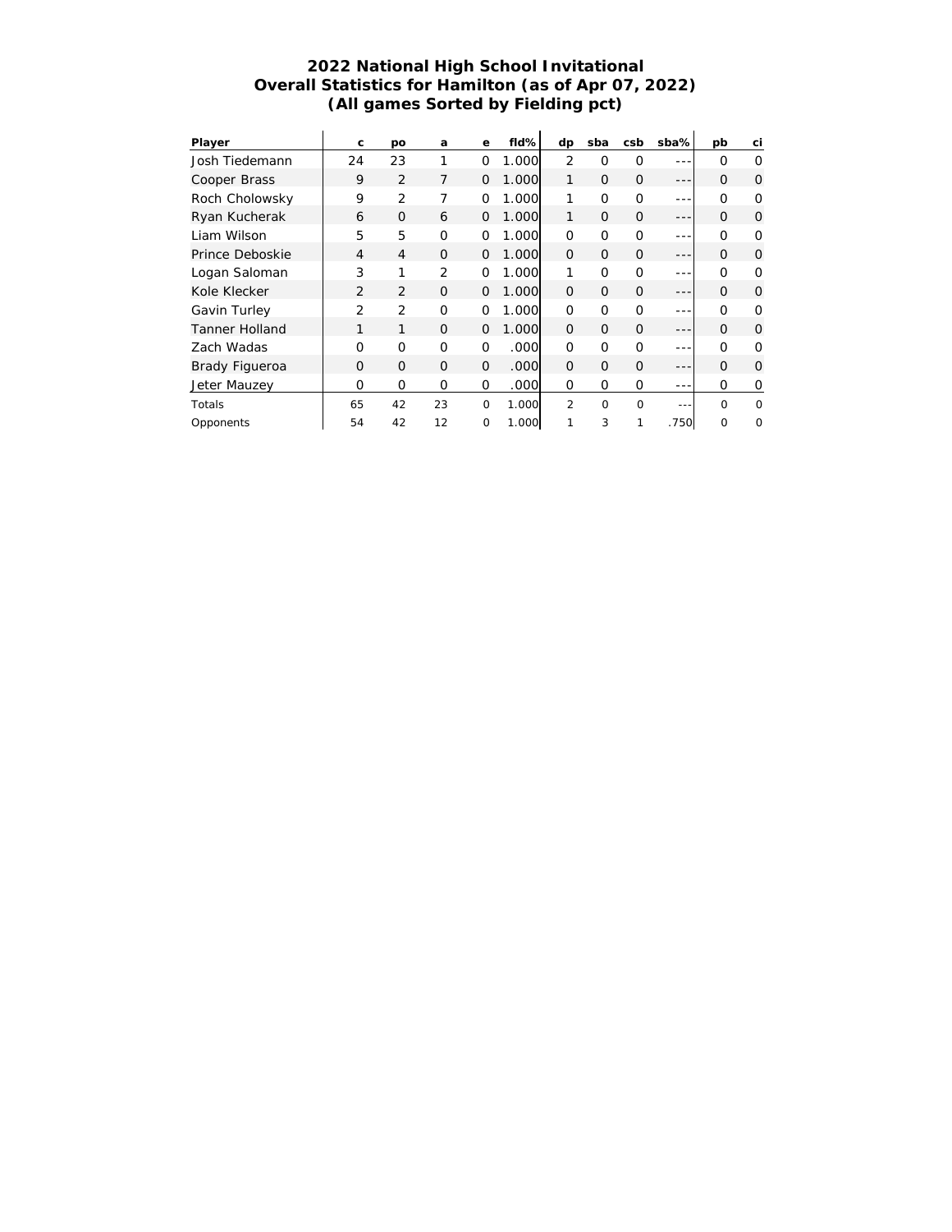# 2022 National High School Invitational
## Overall Statistics for Hamilton (as of Apr 07, 2022)
### (All games Sorted by Fielding pct)

| Player | c | po | a | e | fld% | dp | sba | csb | sba% | pb | ci |
|---|---|---|---|---|---|---|---|---|---|---|---|
| Josh Tiedemann | 24 | 23 | 1 | 0 | 1.000 | 2 | 0 | 0 | --- | 0 | 0 |
| Cooper Brass | 9 | 2 | 7 | 0 | 1.000 | 1 | 0 | 0 | --- | 0 | 0 |
| Roch Cholowsky | 9 | 2 | 7 | 0 | 1.000 | 1 | 0 | 0 | --- | 0 | 0 |
| Ryan Kucherak | 6 | 0 | 6 | 0 | 1.000 | 1 | 0 | 0 | --- | 0 | 0 |
| Liam Wilson | 5 | 5 | 0 | 0 | 1.000 | 0 | 0 | 0 | --- | 0 | 0 |
| Prince Deboskie | 4 | 4 | 0 | 0 | 1.000 | 0 | 0 | 0 | --- | 0 | 0 |
| Logan Saloman | 3 | 1 | 2 | 0 | 1.000 | 1 | 0 | 0 | --- | 0 | 0 |
| Kole Klecker | 2 | 2 | 0 | 0 | 1.000 | 0 | 0 | 0 | --- | 0 | 0 |
| Gavin Turley | 2 | 2 | 0 | 0 | 1.000 | 0 | 0 | 0 | --- | 0 | 0 |
| Tanner Holland | 1 | 1 | 0 | 0 | 1.000 | 0 | 0 | 0 | --- | 0 | 0 |
| Zach Wadas | 0 | 0 | 0 | 0 | .000 | 0 | 0 | 0 | --- | 0 | 0 |
| Brady Figueroa | 0 | 0 | 0 | 0 | .000 | 0 | 0 | 0 | --- | 0 | 0 |
| Jeter Mauzey | 0 | 0 | 0 | 0 | .000 | 0 | 0 | 0 | --- | 0 | 0 |
| Totals | 65 | 42 | 23 | 0 | 1.000 | 2 | 0 | 0 | --- | 0 | 0 |
| Opponents | 54 | 42 | 12 | 0 | 1.000 | 1 | 3 | 1 | .750 | 0 | 0 |